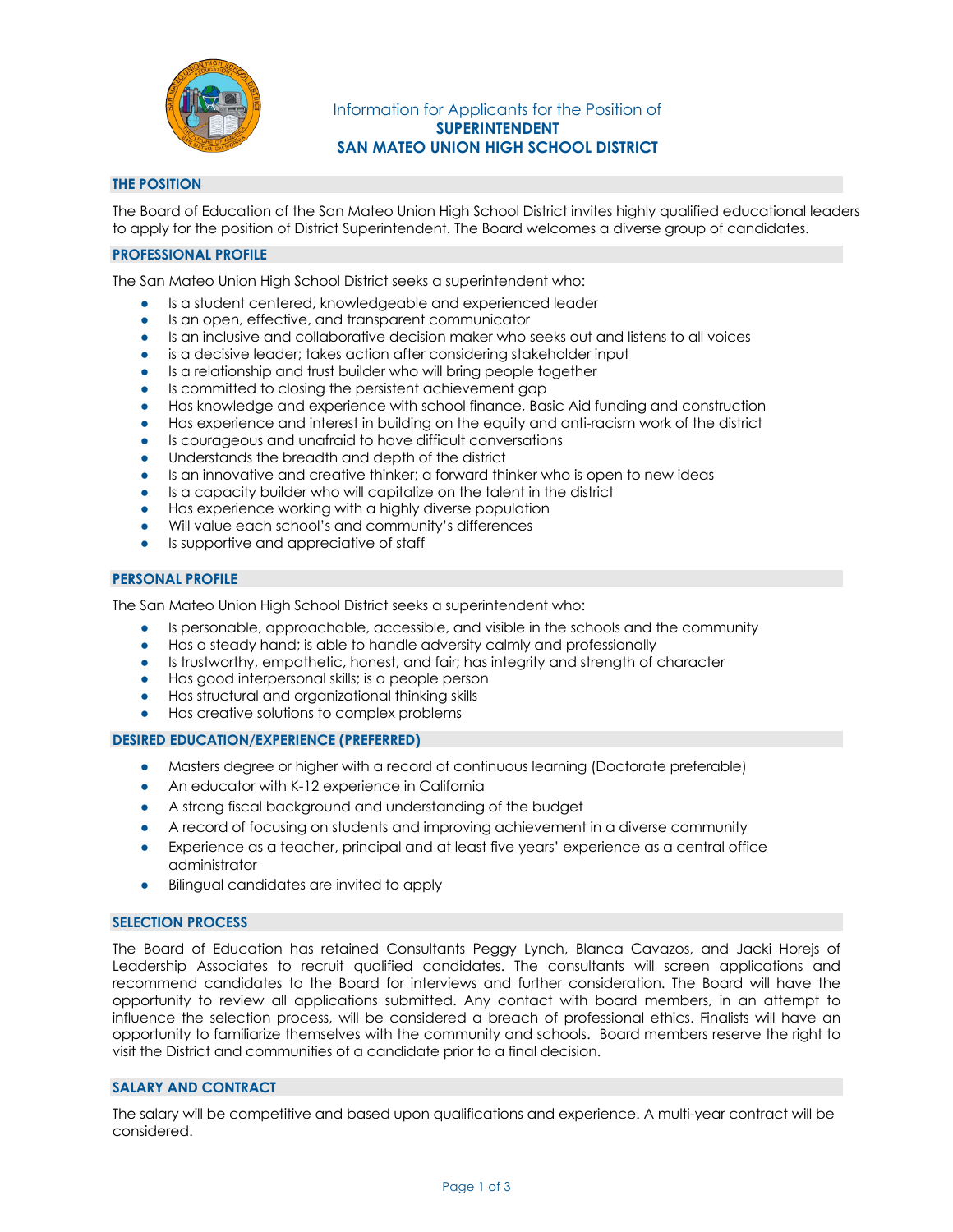# Information for Applicants for the Position of
# SUPERINTENDENT
# SAN MATEO UNION HIGH SCHOOL DISTRICT

## THE POSITION

The Board of Education of the San Mateo Union High School District invites highly qualified educational leaders to apply for the position of District Superintendent. The Board welcomes a diverse group of candidates.

## PROFESSIONAL PROFILE

The San Mateo Union High School District seeks a superintendent who:

- Is a student centered, knowledgeable and experienced leader
- Is an open, effective, and transparent communicator
- Is an inclusive and collaborative decision maker who seeks out and listens to all voices
- is a decisive leader; takes action after considering stakeholder input
- Is a relationship and trust builder who will bring people together
- Is committed to closing the persistent achievement gap
- Has knowledge and experience with school finance, Basic Aid funding and construction
- Has experience and interest in building on the equity and anti-racism work of the district
- Is courageous and unafraid to have difficult conversations
- Understands the breadth and depth of the district
- Is an innovative and creative thinker; a forward thinker who is open to new ideas
- Is a capacity builder who will capitalize on the talent in the district
- Has experience working with a highly diverse population
- Will value each school's and community's differences
- Is supportive and appreciative of staff

## PERSONAL PROFILE

The San Mateo Union High School District seeks a superintendent who:

- Is personable, approachable, accessible, and visible in the schools and the community
- Has a steady hand; is able to handle adversity calmly and professionally
- Is trustworthy, empathetic, honest, and fair; has integrity and strength of character
- Has good interpersonal skills; is a people person
- Has structural and organizational thinking skills
- Has creative solutions to complex problems

## DESIRED EDUCATION/EXPERIENCE (PREFERRED)

- Masters degree or higher with a record of continuous learning (Doctorate preferable)
- An educator with K-12 experience in California
- A strong fiscal background and understanding of the budget
- A record of focusing on students and improving achievement in a diverse community
- Experience as a teacher, principal and at least five years' experience as a central office administrator
- Bilingual candidates are invited to apply

## SELECTION PROCESS

The Board of Education has retained Consultants Peggy Lynch, Blanca Cavazos, and Jacki Horejs of Leadership Associates to recruit qualified candidates. The consultants will screen applications and recommend candidates to the Board for interviews and further consideration. The Board will have the opportunity to review all applications submitted. Any contact with board members, in an attempt to influence the selection process, will be considered a breach of professional ethics. Finalists will have an opportunity to familiarize themselves with the community and schools. Board members reserve the right to visit the District and communities of a candidate prior to a final decision.

## SALARY AND CONTRACT

The salary will be competitive and based upon qualifications and experience. A multi-year contract will be considered.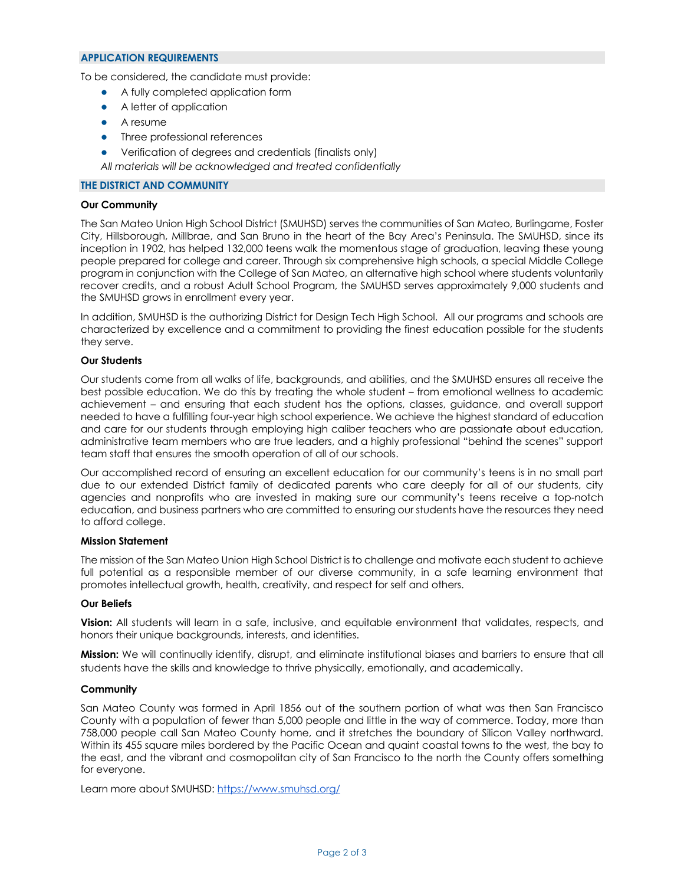## APPLICATION REQUIREMENTS

To be considered, the candidate must provide:

- A fully completed application form
- A letter of application
- A resume
- Three professional references
- Verification of degrees and credentials (finalists only)

*All materials will be acknowledged and treated confidentially*

## THE DISTRICT AND COMMUNITY

### Our Community

The San Mateo Union High School District (SMUHSD) serves the communities of San Mateo, Burlingame, Foster City, Hillsborough, Millbrae, and San Bruno in the heart of the Bay Area's Peninsula. The SMUHSD, since its inception in 1902, has helped 132,000 teens walk the momentous stage of graduation, leaving these young people prepared for college and career. Through six comprehensive high schools, a special Middle College program in conjunction with the College of San Mateo, an alternative high school where students voluntarily recover credits, and a robust Adult School Program, the SMUHSD serves approximately 9,000 students and the SMUHSD grows in enrollment every year.

In addition, SMUHSD is the authorizing District for Design Tech High School. All our programs and schools are characterized by excellence and a commitment to providing the finest education possible for the students they serve.

### Our Students

Our students come from all walks of life, backgrounds, and abilities, and the SMUHSD ensures all receive the best possible education. We do this by treating the whole student – from emotional wellness to academic achievement – and ensuring that each student has the options, classes, guidance, and overall support needed to have a fulfilling four-year high school experience. We achieve the highest standard of education and care for our students through employing high caliber teachers who are passionate about education, administrative team members who are true leaders, and a highly professional "behind the scenes" support team staff that ensures the smooth operation of all of our schools.

Our accomplished record of ensuring an excellent education for our community's teens is in no small part due to our extended District family of dedicated parents who care deeply for all of our students, city agencies and nonprofits who are invested in making sure our community's teens receive a top-notch education, and business partners who are committed to ensuring our students have the resources they need to afford college.

### Mission Statement

The mission of the San Mateo Union High School District is to challenge and motivate each student to achieve full potential as a responsible member of our diverse community, in a safe learning environment that promotes intellectual growth, health, creativity, and respect for self and others.

### Our Beliefs

**Vision:** All students will learn in a safe, inclusive, and equitable environment that validates, respects, and honors their unique backgrounds, interests, and identities.

**Mission:** We will continually identify, disrupt, and eliminate institutional biases and barriers to ensure that all students have the skills and knowledge to thrive physically, emotionally, and academically.

### Community

San Mateo County was formed in April 1856 out of the southern portion of what was then San Francisco County with a population of fewer than 5,000 people and little in the way of commerce. Today, more than 758,000 people call San Mateo County home, and it stretches the boundary of Silicon Valley northward. Within its 455 square miles bordered by the Pacific Ocean and quaint coastal towns to the west, the bay to the east, and the vibrant and cosmopolitan city of San Francisco to the north the County offers something for everyone.

Learn more about SMUHSD: [https://www.smuhsd.org/](https://www.smuhsd.org/)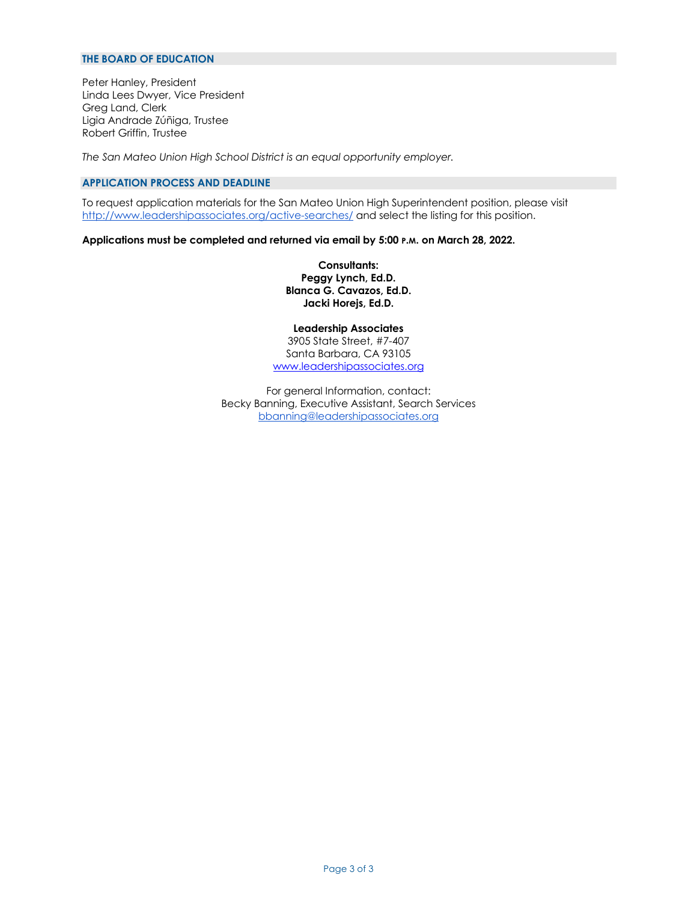## THE BOARD OF EDUCATION

Peter Hanley, President
Linda Lees Dwyer, Vice President
Greg Land, Clerk
Ligia Andrade Zúñiga, Trustee
Robert Griffin, Trustee

*The San Mateo Union High School District is an equal opportunity employer.*

## APPLICATION PROCESS AND DEADLINE

To request application materials for the San Mateo Union High Superintendent position, please visit http://www.leadershipassociates.org/active-searches/ and select the listing for this position.

**Applications must be completed and returned via email by 5:00 P.M. on March 28, 2022.**

**Consultants:**
**Peggy Lynch, Ed.D.**
**Blanca G. Cavazos, Ed.D.**
**Jacki Horejs, Ed.D.**

**Leadership Associates**
3905 State Street, #7-407
Santa Barbara, CA 93105
www.leadershipassociates.org

For general Information, contact:
Becky Banning, Executive Assistant, Search Services
bbanning@leadershipassociates.org